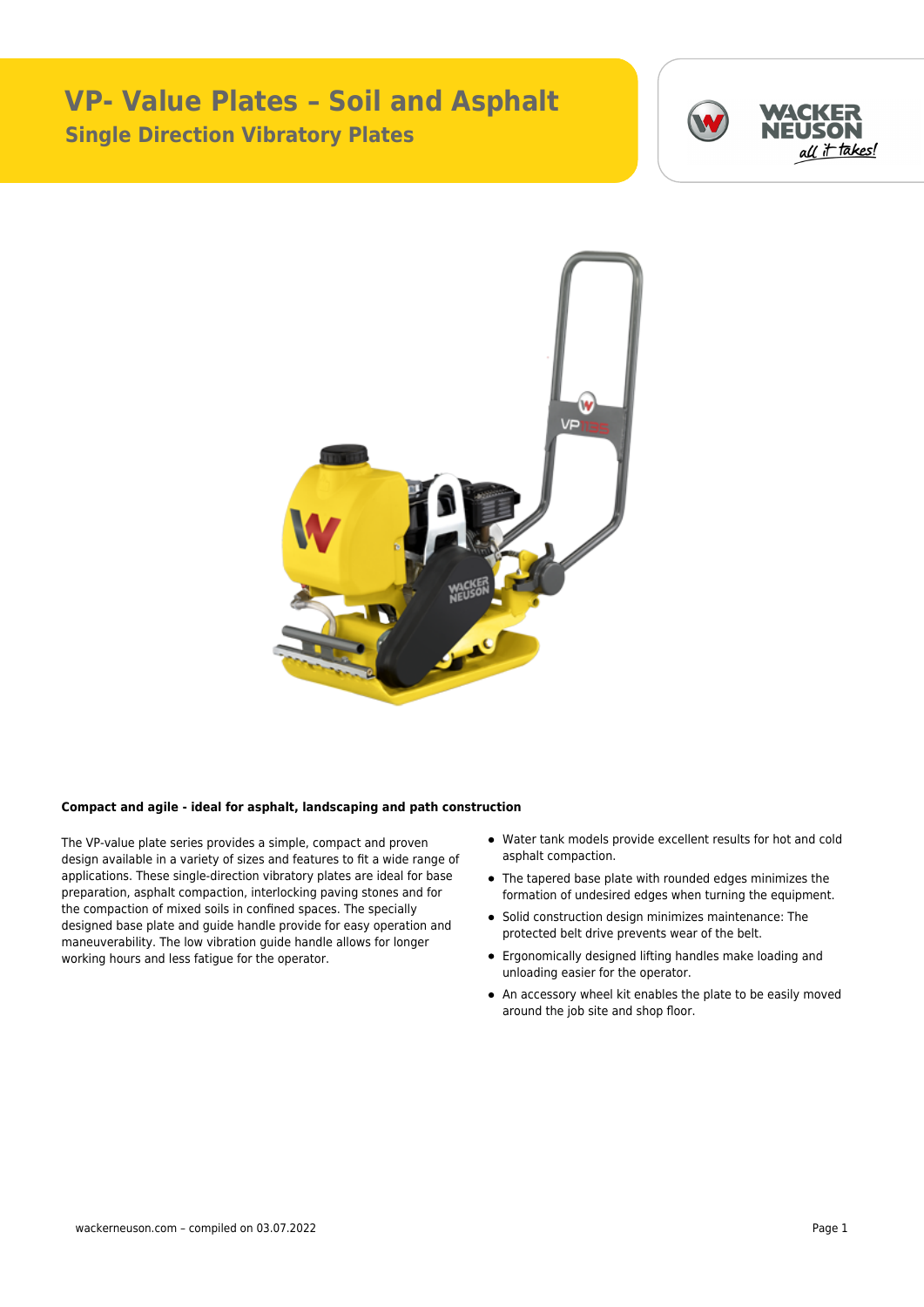# VP- Value Plates – Soil and Asphalt

## Single Direction Vibratory Plates

**Compact and agile - ideal for asphalt, landscaping and path construction**

The VP-value plate series provides a simple, compact and proven design available in a variety of sizes and features to fit a wide range of applications. These single-direction vibratory plates are ideal for base preparation, asphalt compaction, interlocking paving stones and for the compaction of mixed soils in confined spaces. The specially designed base plate and guide handle provide for easy operation and maneuverability. The low vibration guide handle allows for longer working hours and less fatigue for the operator.

- Water tank models provide excellent results for hot and cold asphalt compaction.
- The tapered base plate with rounded edges minimizes the formation of undesired edges when turning the equipment.
- Solid construction design minimizes maintenance: The protected belt drive prevents wear of the belt.
- Ergonomically designed lifting handles make loading and unloading easier for the operator.
- An accessory wheel kit enables the plate to be easily moved around the job site and shop floor.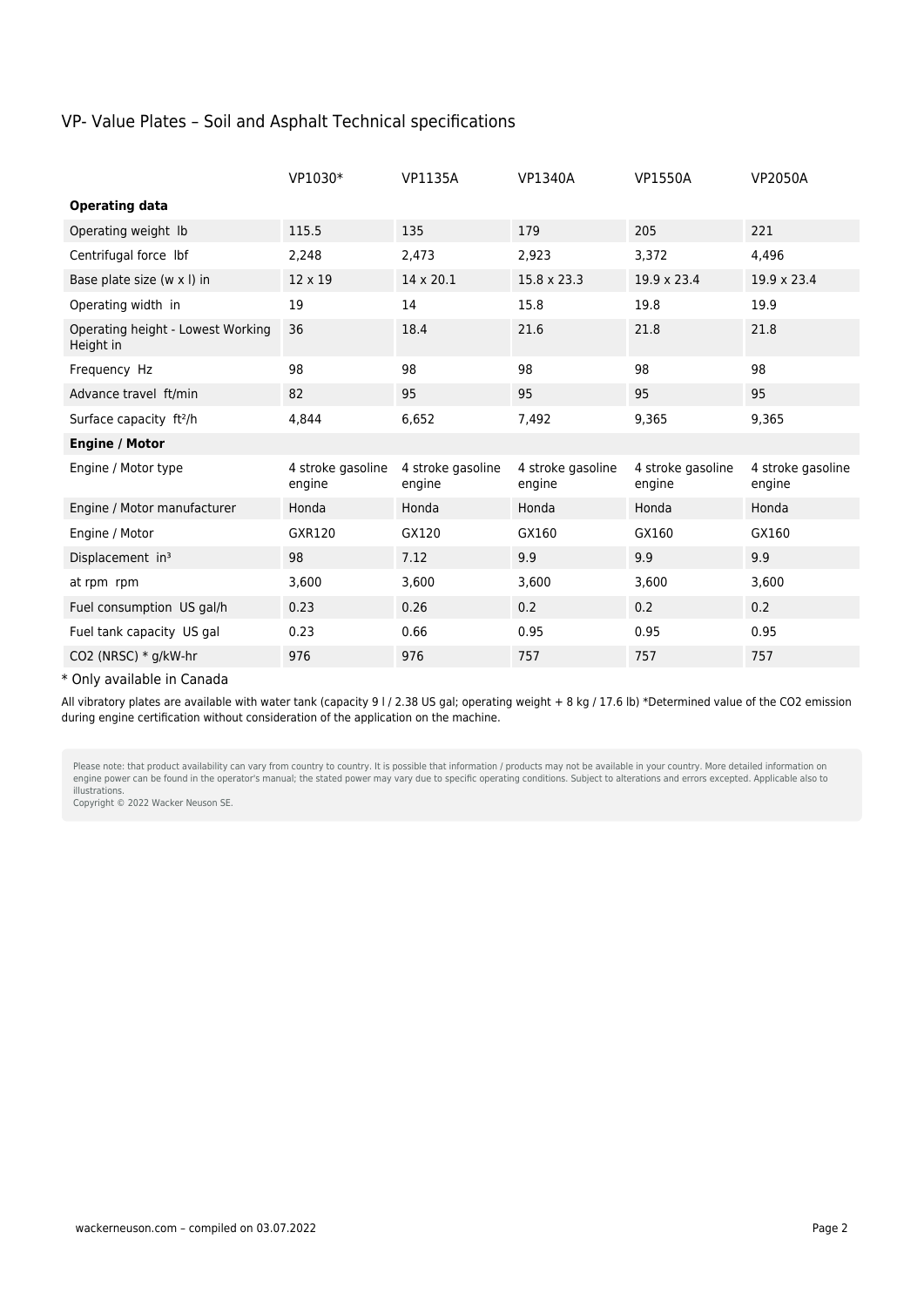## VP- Value Plates – Soil and Asphalt Technical specifications

| | VP1030* | VP1135A | VP1340A | VP1550A | VP2050A |
|---|---|---|---|---|---|
| **Operating data** | | | | | |
| Operating weight lb | 115.5 | 135 | 179 | 205 | 221 |
| Centrifugal force lbf | 2,248 | 2,473 | 2,923 | 3,372 | 4,496 |
| Base plate size (w x l) in | 12 x 19 | 14 x 20.1 | 15.8 x 23.3 | 19.9 x 23.4 | 19.9 x 23.4 |
| Operating width in | 19 | 14 | 15.8 | 19.8 | 19.9 |
| Operating height - Lowest Working Height in | 36 | 18.4 | 21.6 | 21.8 | 21.8 |
| Frequency Hz | 98 | 98 | 98 | 98 | 98 |
| Advance travel ft/min | 82 | 95 | 95 | 95 | 95 |
| Surface capacity ft²/h | 4,844 | 6,652 | 7,492 | 9,365 | 9,365 |
| **Engine / Motor** | | | | | |
| Engine / Motor type | 4 stroke gasoline engine | 4 stroke gasoline engine | 4 stroke gasoline engine | 4 stroke gasoline engine | 4 stroke gasoline engine |
| Engine / Motor manufacturer | Honda | Honda | Honda | Honda | Honda |
| Engine / Motor | GXR120 | GX120 | GX160 | GX160 | GX160 |
| Displacement in³ | 98 | 7.12 | 9.9 | 9.9 | 9.9 |
| at rpm rpm | 3,600 | 3,600 | 3,600 | 3,600 | 3,600 |
| Fuel consumption US gal/h | 0.23 | 0.26 | 0.2 | 0.2 | 0.2 |
| Fuel tank capacity US gal | 0.23 | 0.66 | 0.95 | 0.95 | 0.95 |
| $CO_2$ (NRSC) * g/kW-hr | 976 | 976 | 757 | 757 | 757 |

* Only available in Canada

All vibratory plates are available with water tank (capacity 9 l / 2.38 US gal; operating weight + 8 kg / 17.6 lb) *Determined value of the $CO_2$ emission during engine certification without consideration of the application on the machine.

Please note: that product availability can vary from country to country. It is possible that information / products may not be available in your country. More detailed information on engine power can be found in the operator's manual; the stated power may vary due to specific operating conditions. Subject to alterations and errors excepted. Applicable also to illustrations.
Copyright © 2022 Wacker Neuson SE.

wackerneuson.com – compiled on 03.07.2022